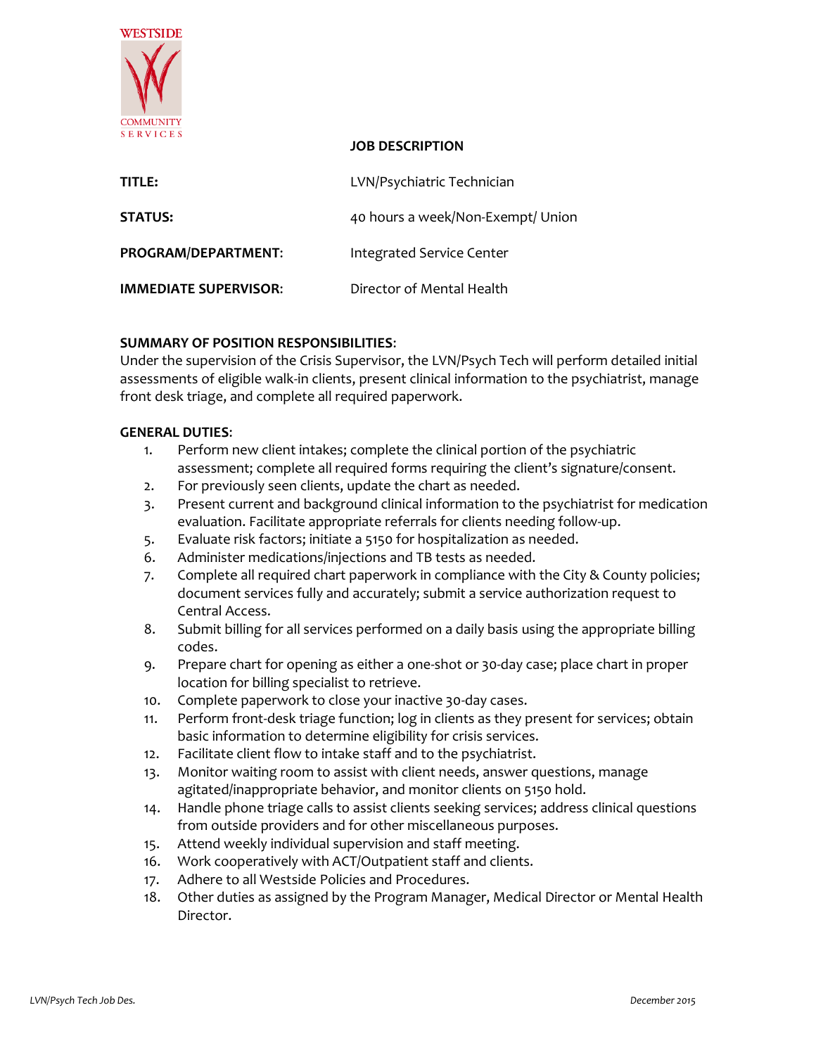WESTSIDE COMMUNITY SERVICES

**JOB DESCRIPTION**

| | |
|---|---|
| **TITLE:** | LVN/Psychiatric Technician |
| **STATUS:** | 40 hours a week/Non-Exempt/ Union |
| **PROGRAM/DEPARTMENT:** | Integrated Service Center |
| **IMMEDIATE SUPERVISOR:** | Director of Mental Health |

**SUMMARY OF POSITION RESPONSIBILITIES:**
Under the supervision of the Crisis Supervisor, the LVN/Psych Tech will perform detailed initial assessments of eligible walk-in clients, present clinical information to the psychiatrist, manage front desk triage, and complete all required paperwork.

**GENERAL DUTIES:**

1. Perform new client intakes; complete the clinical portion of the psychiatric assessment; complete all required forms requiring the client's signature/consent.
2. For previously seen clients, update the chart as needed.
3. Present current and background clinical information to the psychiatrist for medication evaluation. Facilitate appropriate referrals for clients needing follow-up.
5. Evaluate risk factors; initiate a 5150 for hospitalization as needed.
6. Administer medications/injections and TB tests as needed.
7. Complete all required chart paperwork in compliance with the City & County policies; document services fully and accurately; submit a service authorization request to Central Access.
8. Submit billing for all services performed on a daily basis using the appropriate billing codes.
9. Prepare chart for opening as either a one-shot or 30-day case; place chart in proper location for billing specialist to retrieve.
10. Complete paperwork to close your inactive 30-day cases.
11. Perform front-desk triage function; log in clients as they present for services; obtain basic information to determine eligibility for crisis services.
12. Facilitate client flow to intake staff and to the psychiatrist.
13. Monitor waiting room to assist with client needs, answer questions, manage agitated/inappropriate behavior, and monitor clients on 5150 hold.
14. Handle phone triage calls to assist clients seeking services; address clinical questions from outside providers and for other miscellaneous purposes.
15. Attend weekly individual supervision and staff meeting.
16. Work cooperatively with ACT/Outpatient staff and clients.
17. Adhere to all Westside Policies and Procedures.
18. Other duties as assigned by the Program Manager, Medical Director or Mental Health Director.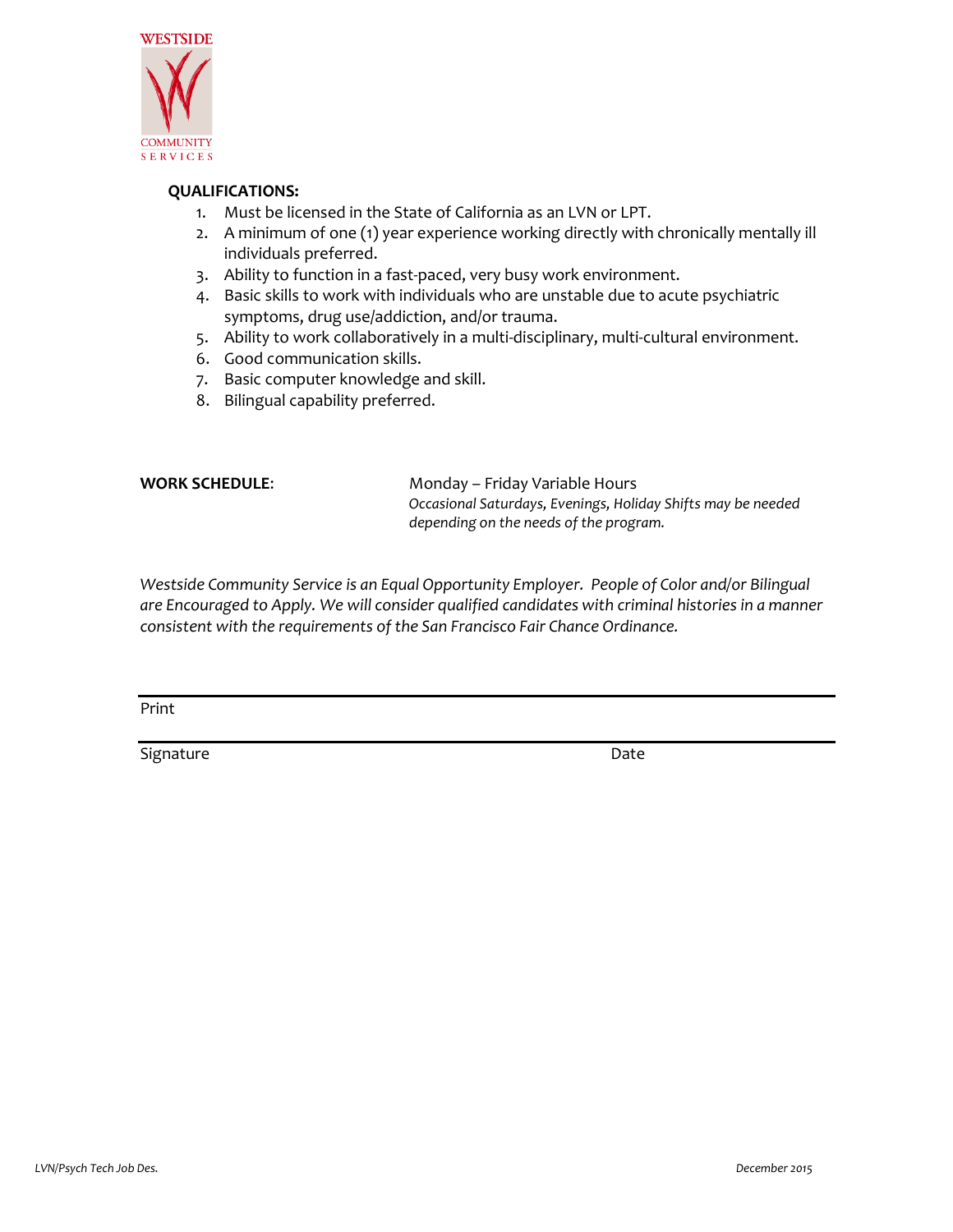**QUALIFICATIONS:**

1. Must be licensed in the State of California as an LVN or LPT.
2. A minimum of one (1) year experience working directly with chronically mentally ill individuals preferred.
3. Ability to function in a fast-paced, very busy work environment.
4. Basic skills to work with individuals who are unstable due to acute psychiatric symptoms, drug use/addiction, and/or trauma.
5. Ability to work collaboratively in a multi-disciplinary, multi-cultural environment.
6. Good communication skills.
7. Basic computer knowledge and skill.
8. Bilingual capability preferred.

**WORK SCHEDULE**: Monday – Friday Variable Hours
*Occasional Saturdays, Evenings, Holiday Shifts may be needed depending on the needs of the program.*

*Westside Community Service is an Equal Opportunity Employer. People of Color and/or Bilingual are Encouraged to Apply. We will consider qualified candidates with criminal histories in a manner consistent with the requirements of the San Francisco Fair Chance Ordinance.*

Print

Signature Date